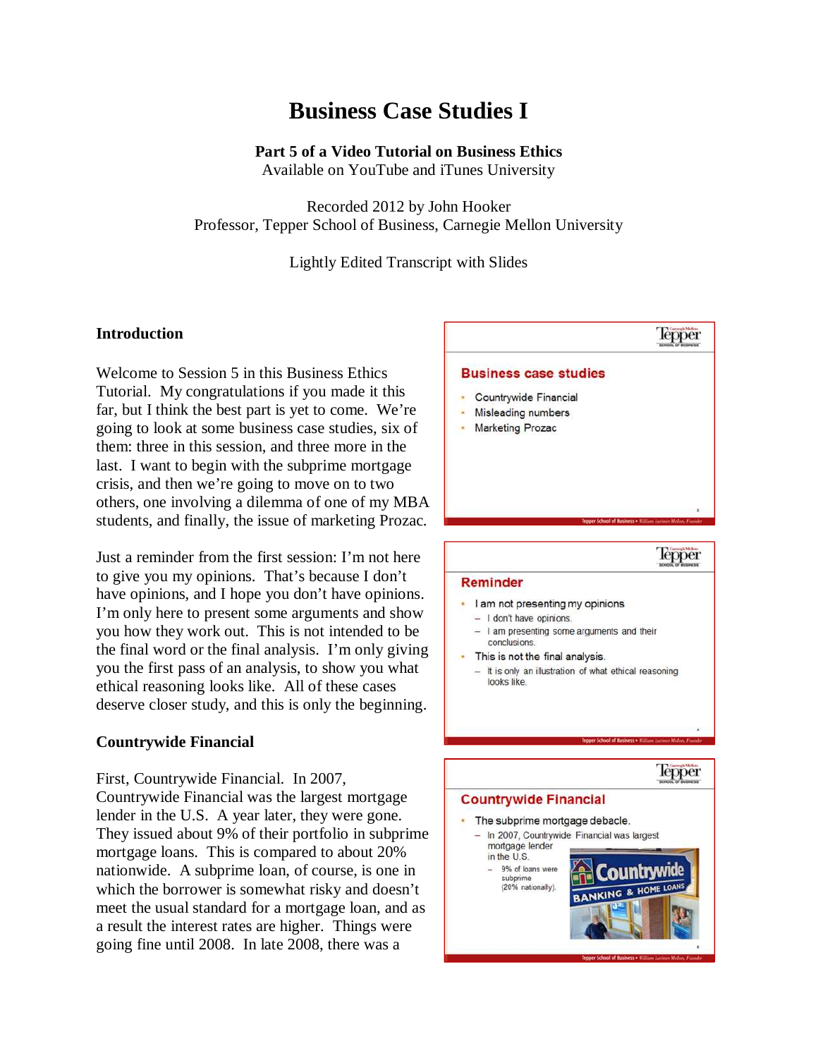# Business Case Studies I

**Part 5 of a Video Tutorial on Business Ethics**
Available on YouTube and iTunes University

Recorded 2012 by John Hooker
Professor, Tepper School of Business, Carnegie Mellon University

Lightly Edited Transcript with Slides

## Introduction

Welcome to Session 5 in this Business Ethics Tutorial. My congratulations if you made it this far, but I think the best part is yet to come. We're going to look at some business case studies, six of them: three in this session, and three more in the last. I want to begin with the subprime mortgage crisis, and then we're going to move on to two others, one involving a dilemma of one of my MBA students, and finally, the issue of marketing Prozac.

**Business case studies**

- Countrywide Financial
- Misleading numbers
- Marketing Prozac

Just a reminder from the first session: I'm not here to give you my opinions. That's because I don't have opinions, and I hope you don't have opinions. I'm only here to present some arguments and show you how they work out. This is not intended to be the final word or the final analysis. I'm only giving you the first pass of an analysis, to show you what ethical reasoning looks like. All of these cases deserve closer study, and this is only the beginning.

**Reminder**

- I am not presenting my opinions
  - I don't have opinions.
  - I am presenting some arguments and their conclusions.
- This is not the final analysis.
  - It is only an illustration of what ethical reasoning looks like.

## Countrywide Financial

First, Countrywide Financial. In 2007, Countrywide Financial was the largest mortgage lender in the U.S. A year later, they were gone. They issued about 9% of their portfolio in subprime mortgage loans. This is compared to about 20% nationwide. A subprime loan, of course, is one in which the borrower is somewhat risky and doesn't meet the usual standard for a mortgage loan, and as a result the interest rates are higher. Things were going fine until 2008. In late 2008, there was a

**Countrywide Financial**

- The subprime mortgage debacle.
  - In 2007, Countrywide Financial was largest mortgage lender in the U.S.
    - 9% of loans were subprime (20% nationally).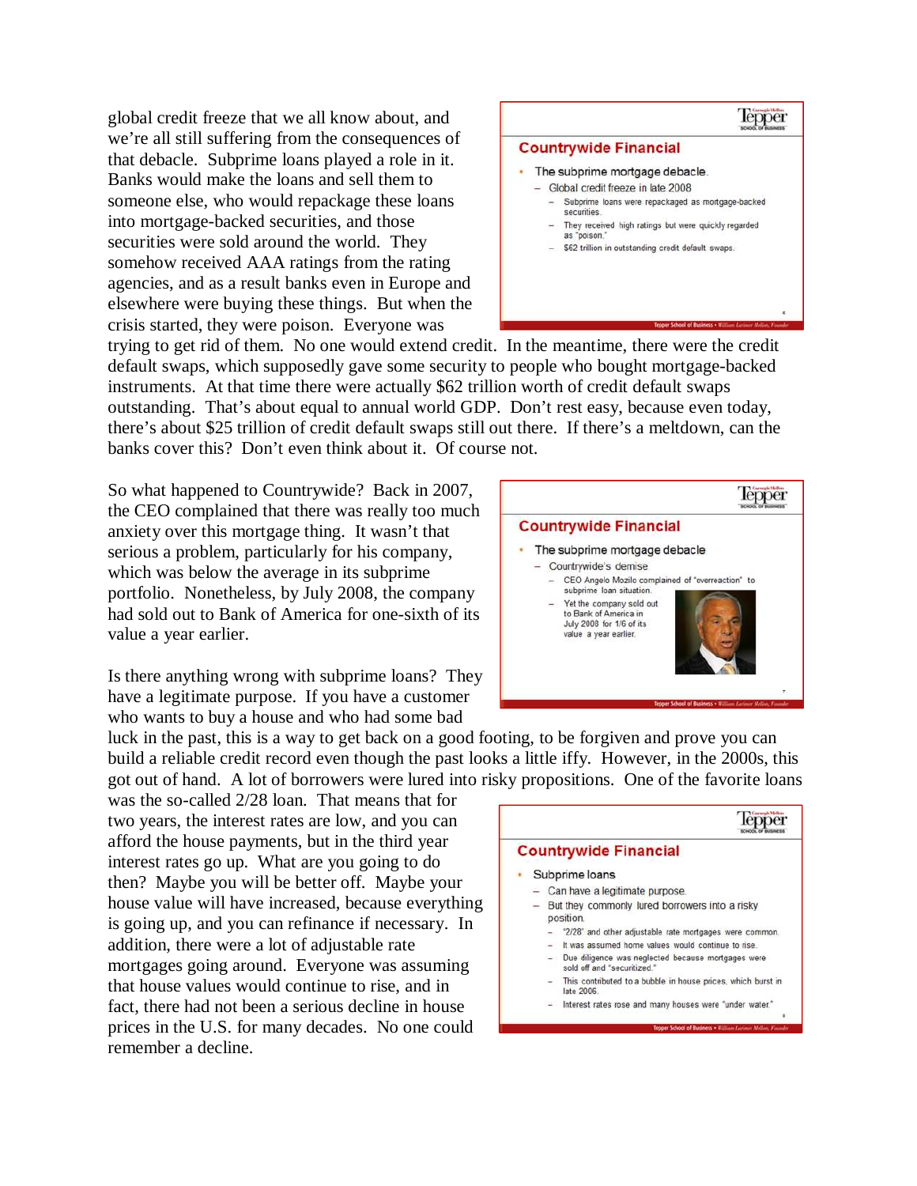global credit freeze that we all know about, and we're all still suffering from the consequences of that debacle. Subprime loans played a role in it. Banks would make the loans and sell them to someone else, who would repackage these loans into mortgage-backed securities, and those securities were sold around the world. They somehow received AAA ratings from the rating agencies, and as a result banks even in Europe and elsewhere were buying these things. But when the crisis started, they were poison. Everyone was trying to get rid of them. No one would extend credit. In the meantime, there were the credit default swaps, which supposedly gave some security to people who bought mortgage-backed instruments. At that time there were actually $62 trillion worth of credit default swaps outstanding. That's about equal to annual world GDP. Don't rest easy, because even today, there's about $25 trillion of credit default swaps still out there. If there's a meltdown, can the banks cover this? Don't even think about it. Of course not.

> **Countrywide Financial**
> - The subprime mortgage debacle.
>   - Global credit freeze in late 2008
>     - Subprime loans were repackaged as mortgage-backed securities.
>     - They received high ratings but were quickly regarded as "poison."
>     - $62 trillion in outstanding credit default swaps.

So what happened to Countrywide? Back in 2007, the CEO complained that there was really too much anxiety over this mortgage thing. It wasn't that serious a problem, particularly for his company, which was below the average in its subprime portfolio. Nonetheless, by July 2008, the company had sold out to Bank of America for one-sixth of its value a year earlier.

> **Countrywide Financial**
> - The subprime mortgage debacle
>   - Countrywide's demise
>     - CEO Angelo Mozilo complained of "overreaction" to subprime loan situation.
>     - Yet the company sold out to Bank of America in July 2008 for 1/6 of its value a year earlier.

Is there anything wrong with subprime loans? They have a legitimate purpose. If you have a customer who wants to buy a house and who had some bad luck in the past, this is a way to get back on a good footing, to be forgiven and prove you can build a reliable credit record even though the past looks a little iffy. However, in the 2000s, this got out of hand. A lot of borrowers were lured into risky propositions. One of the favorite loans was the so-called 2/28 loan. That means that for two years, the interest rates are low, and you can afford the house payments, but in the third year interest rates go up. What are you going to do then? Maybe you will be better off. Maybe your house value will have increased, because everything is going up, and you can refinance if necessary. In addition, there were a lot of adjustable rate mortgages going around. Everyone was assuming that house values would continue to rise, and in fact, there had not been a serious decline in house prices in the U.S. for many decades. No one could remember a decline.

> **Countrywide Financial**
> - Subprime loans
>   - Can have a legitimate purpose.
>   - But they commonly lured borrowers into a risky position.
>     - "2/28" and other adjustable rate mortgages were common.
>     - It was assumed home values would continue to rise.
>     - Due diligence was neglected because mortgages were sold off and "securitized."
>     - This contributed to a bubble in house prices, which burst in late 2006.
>     - Interest rates rose and many houses were "under water."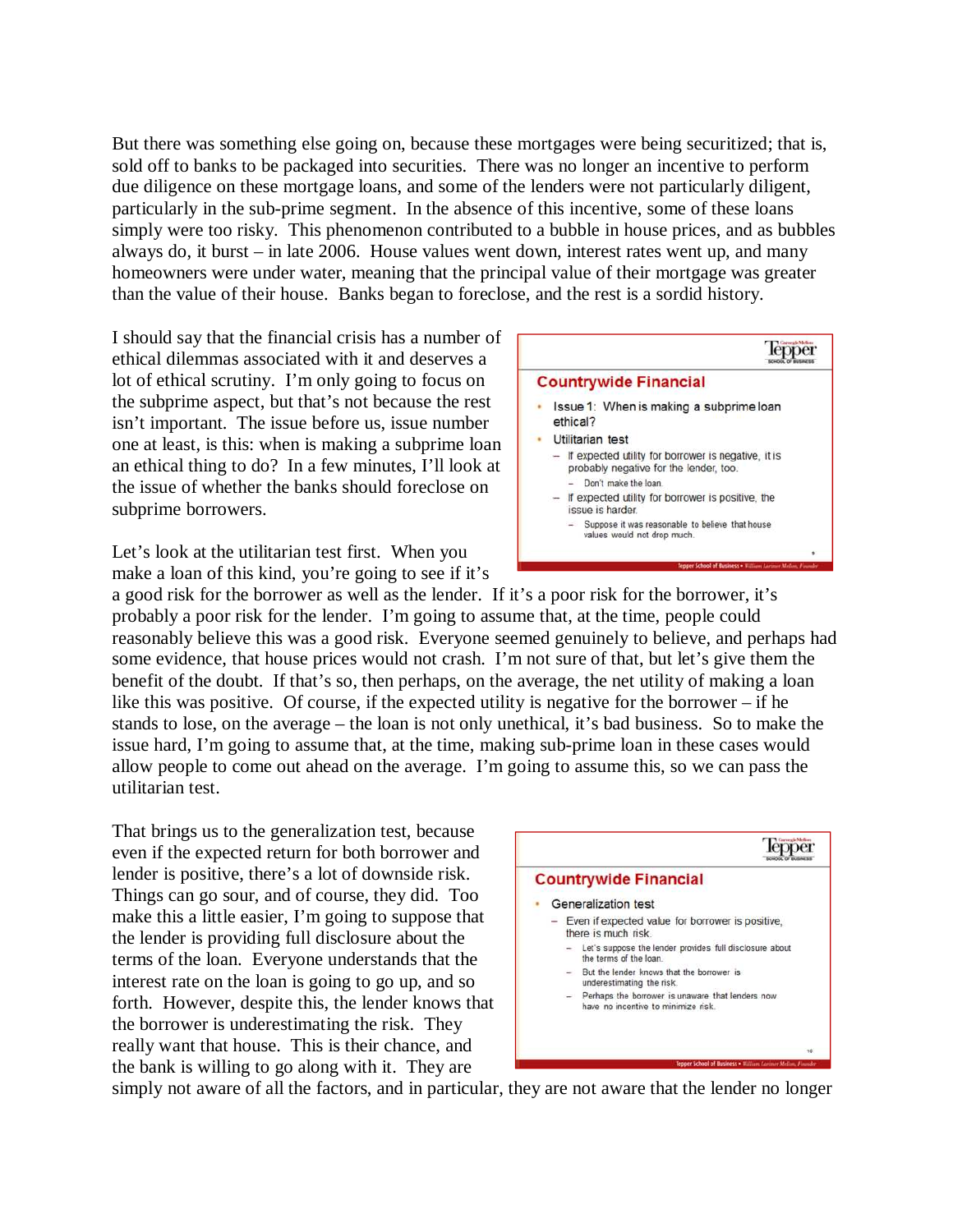But there was something else going on, because these mortgages were being securitized; that is, sold off to banks to be packaged into securities. There was no longer an incentive to perform due diligence on these mortgage loans, and some of the lenders were not particularly diligent, particularly in the sub-prime segment. In the absence of this incentive, some of these loans simply were too risky. This phenomenon contributed to a bubble in house prices, and as bubbles always do, it burst – in late 2006. House values went down, interest rates went up, and many homeowners were under water, meaning that the principal value of their mortgage was greater than the value of their house. Banks began to foreclose, and the rest is a sordid history.

I should say that the financial crisis has a number of ethical dilemmas associated with it and deserves a lot of ethical scrutiny. I'm only going to focus on the subprime aspect, but that's not because the rest isn't important. The issue before us, issue number one at least, is this: when is making a subprime loan an ethical thing to do? In a few minutes, I'll look at the issue of whether the banks should foreclose on subprime borrowers.

**Countrywide Financial**

- Issue 1: When is making a subprime loan ethical?
- Utilitarian test
  - If expected utility for borrower is negative, it is probably negative for the lender, too.
    - Don't make the loan.
  - If expected utility for borrower is positive, the issue is harder.
    - Suppose it was reasonable to believe that house values would not drop much.

Let's look at the utilitarian test first. When you make a loan of this kind, you're going to see if it's a good risk for the borrower as well as the lender. If it's a poor risk for the borrower, it's probably a poor risk for the lender. I'm going to assume that, at the time, people could reasonably believe this was a good risk. Everyone seemed genuinely to believe, and perhaps had some evidence, that house prices would not crash. I'm not sure of that, but let's give them the benefit of the doubt. If that's so, then perhaps, on the average, the net utility of making a loan like this was positive. Of course, if the expected utility is negative for the borrower – if he stands to lose, on the average – the loan is not only unethical, it's bad business. So to make the issue hard, I'm going to assume that, at the time, making sub-prime loan in these cases would allow people to come out ahead on the average. I'm going to assume this, so we can pass the utilitarian test.

That brings us to the generalization test, because even if the expected return for both borrower and lender is positive, there's a lot of downside risk. Things can go sour, and of course, they did. Too make this a little easier, I'm going to suppose that the lender is providing full disclosure about the terms of the loan. Everyone understands that the interest rate on the loan is going to go up, and so forth. However, despite this, the lender knows that the borrower is underestimating the risk. They really want that house. This is their chance, and the bank is willing to go along with it. They are simply not aware of all the factors, and in particular, they are not aware that the lender no longer

**Countrywide Financial**

- Generalization test
  - Even if expected value for borrower is positive, there is much risk.
    - Let's suppose the lender provides full disclosure about the terms of the loan.
    - But the lender knows that the borrower is underestimating the risk.
    - Perhaps the borrower is unaware that lenders now have no incentive to minimize risk.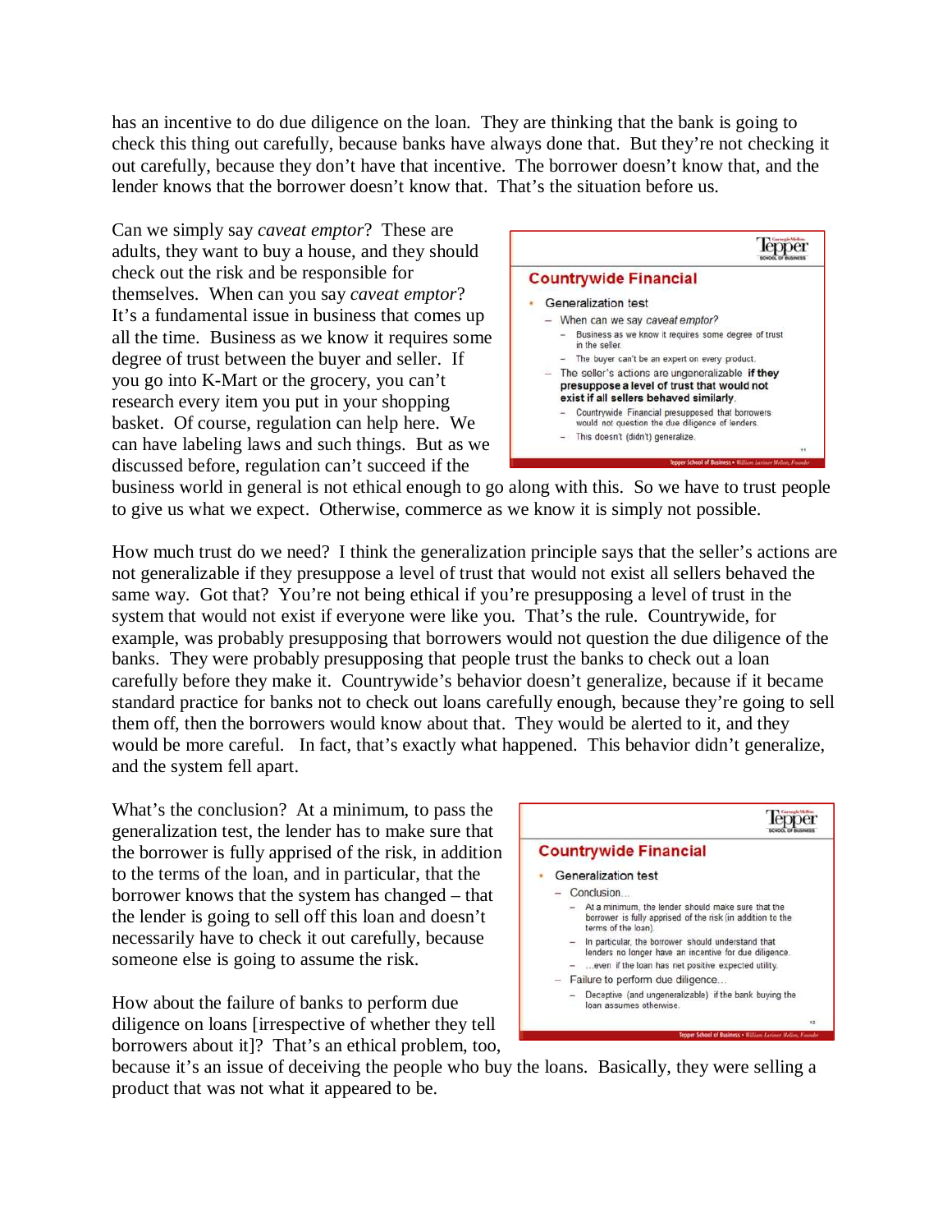has an incentive to do due diligence on the loan. They are thinking that the bank is going to check this thing out carefully, because banks have always done that. But they're not checking it out carefully, because they don't have that incentive. The borrower doesn't know that, and the lender knows that the borrower doesn't know that. That's the situation before us.

Can we simply say *caveat emptor*? These are adults, they want to buy a house, and they should check out the risk and be responsible for themselves. When can you say *caveat emptor*? It's a fundamental issue in business that comes up all the time. Business as we know it requires some degree of trust between the buyer and seller. If you go into K-Mart or the grocery, you can't research every item you put in your shopping basket. Of course, regulation can help here. We can have labeling laws and such things. But as we discussed before, regulation can't succeed if the business world in general is not ethical enough to go along with this. So we have to trust people to give us what we expect. Otherwise, commerce as we know it is simply not possible.

**Countrywide Financial**

- Generalization test
  - When can we say *caveat emptor?*
    - Business as we know it requires some degree of trust in the seller.
    - The buyer can't be an expert on every product.
  - The seller's actions are ungeneralizable **if they presuppose a level of trust that would not exist if all sellers behaved similarly.**
    - Countrywide Financial presupposed that borrowers would not question the due diligence of lenders.
    - This doesn't (didn't) generalize.

How much trust do we need? I think the generalization principle says that the seller's actions are not generalizable if they presuppose a level of trust that would not exist all sellers behaved the same way. Got that? You're not being ethical if you're presupposing a level of trust in the system that would not exist if everyone were like you. That's the rule. Countrywide, for example, was probably presupposing that borrowers would not question the due diligence of the banks. They were probably presupposing that people trust the banks to check out a loan carefully before they make it. Countrywide's behavior doesn't generalize, because if it became standard practice for banks not to check out loans carefully enough, because they're going to sell them off, then the borrowers would know about that. They would be alerted to it, and they would be more careful. In fact, that's exactly what happened. This behavior didn't generalize, and the system fell apart.

What's the conclusion? At a minimum, to pass the generalization test, the lender has to make sure that the borrower is fully apprised of the risk, in addition to the terms of the loan, and in particular, that the borrower knows that the system has changed – that the lender is going to sell off this loan and doesn't necessarily have to check it out carefully, because someone else is going to assume the risk.

**Countrywide Financial**

- Generalization test
  - Conclusion...
    - At a minimum, the lender should make sure that the borrower is fully apprised of the risk (in addition to the terms of the loan).
    - In particular, the borrower should understand that lenders no longer have an incentive for due diligence.
    - ...even if the loan has net positive expected utility.
  - Failure to perform due diligence...
    - Deceptive (and ungeneralizable) if the bank buying the loan assumes otherwise.

How about the failure of banks to perform due diligence on loans [irrespective of whether they tell borrowers about it]? That's an ethical problem, too, because it's an issue of deceiving the people who buy the loans. Basically, they were selling a product that was not what it appeared to be.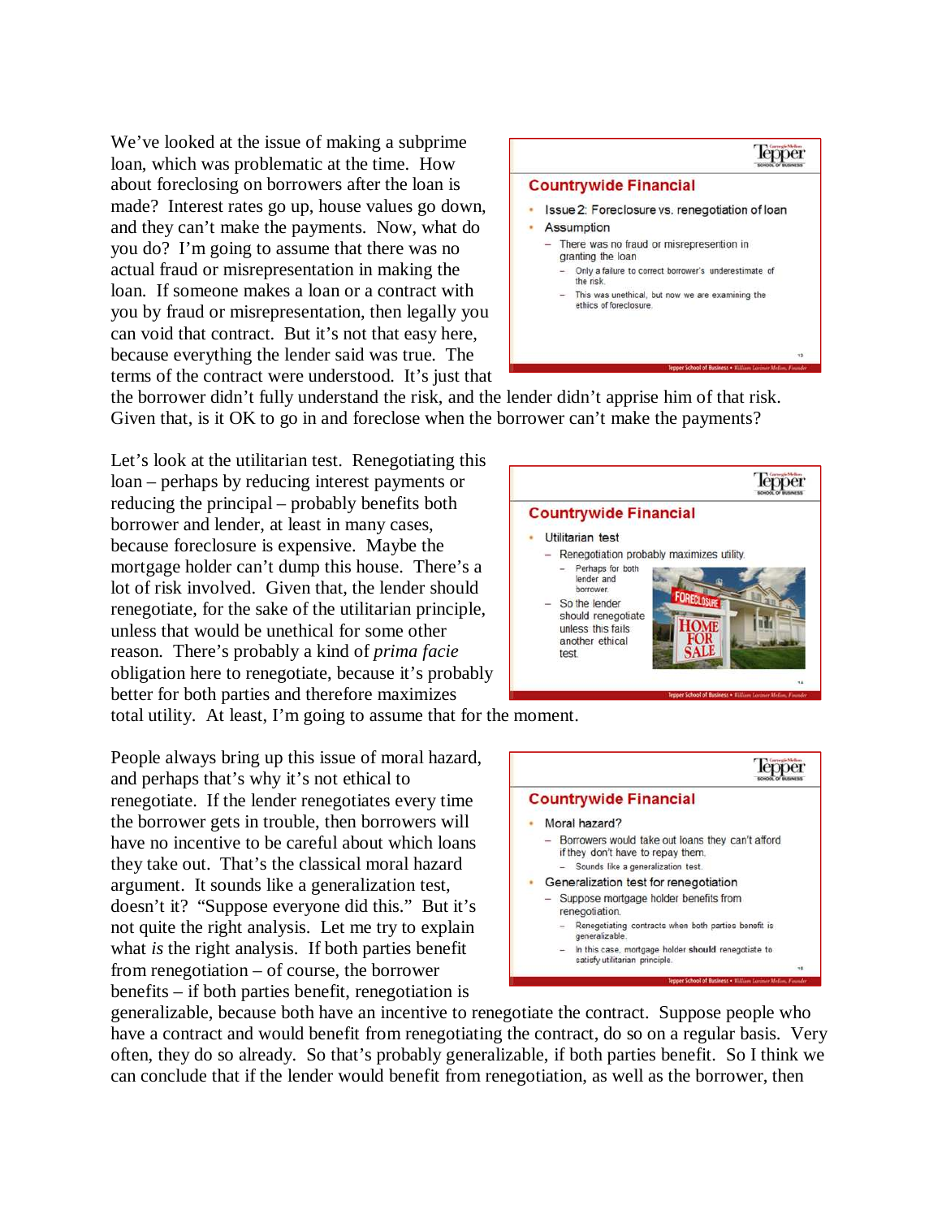We've looked at the issue of making a subprime loan, which was problematic at the time. How about foreclosing on borrowers after the loan is made? Interest rates go up, house values go down, and they can't make the payments. Now, what do you do? I'm going to assume that there was no actual fraud or misrepresentation in making the loan. If someone makes a loan or a contract with you by fraud or misrepresentation, then legally you can void that contract. But it's not that easy here, because everything the lender said was true. The terms of the contract were understood. It's just that the borrower didn't fully understand the risk, and the lender didn't apprise him of that risk. Given that, is it OK to go in and foreclose when the borrower can't make the payments?

**Countrywide Financial**

- Issue 2: Foreclosure vs. renegotiation of loan
- Assumption
  - There was no fraud or misrepresention in granting the loan
    - Only a failure to correct borrower's underestimate of the risk.
    - This was unethical, but now we are examining the ethics of foreclosure.

Let's look at the utilitarian test. Renegotiating this loan – perhaps by reducing interest payments or reducing the principal – probably benefits both borrower and lender, at least in many cases, because foreclosure is expensive. Maybe the mortgage holder can't dump this house. There's a lot of risk involved. Given that, the lender should renegotiate, for the sake of the utilitarian principle, unless that would be unethical for some other reason. There's probably a kind of *prima facie* obligation here to renegotiate, because it's probably better for both parties and therefore maximizes total utility. At least, I'm going to assume that for the moment.

**Countrywide Financial**

- Utilitarian test
  - Renegotiation probably maximizes utility.
    - Perhaps for both lender and borrower.
  - So the lender should renegotiate unless this fails another ethical test.

People always bring up this issue of moral hazard, and perhaps that's why it's not ethical to renegotiate. If the lender renegotiates every time the borrower gets in trouble, then borrowers will have no incentive to be careful about which loans they take out. That's the classical moral hazard argument. It sounds like a generalization test, doesn't it? "Suppose everyone did this." But it's not quite the right analysis. Let me try to explain what *is* the right analysis. If both parties benefit from renegotiation – of course, the borrower benefits – if both parties benefit, renegotiation is generalizable, because both have an incentive to renegotiate the contract. Suppose people who have a contract and would benefit from renegotiating the contract, do so on a regular basis. Very often, they do so already. So that's probably generalizable, if both parties benefit. So I think we can conclude that if the lender would benefit from renegotiation, as well as the borrower, then

**Countrywide Financial**

- Moral hazard?
  - Borrowers would take out loans they can't afford if they don't have to repay them.
    - Sounds like a generalization test.
- Generalization test for renegotiation
  - Suppose mortgage holder benefits from renegotiation.
    - Renegotiating contracts when both parties benefit is generalizable.
    - In this case, mortgage holder **should** renegotiate to satisfy utilitarian principle.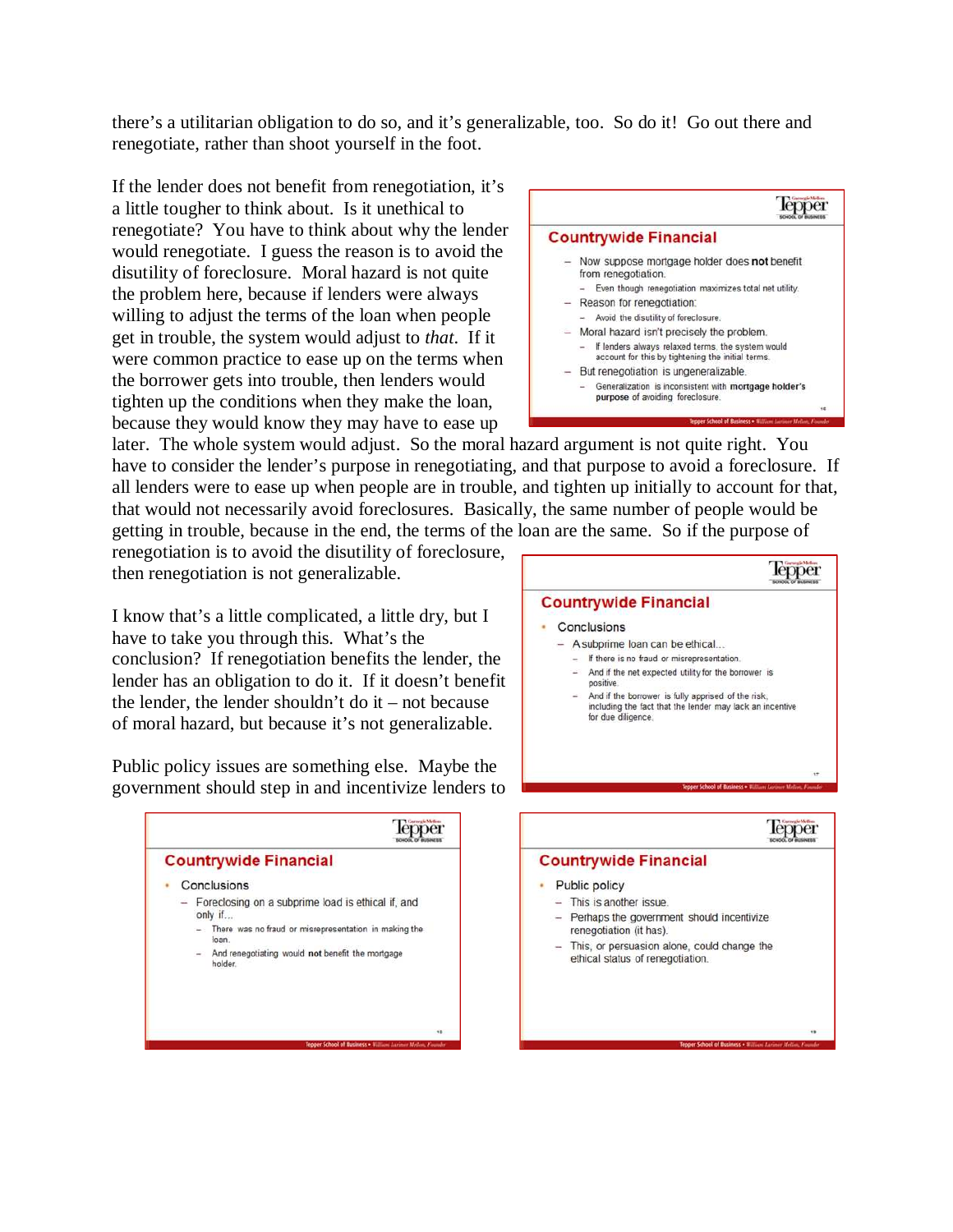there's a utilitarian obligation to do so, and it's generalizable, too. So do it! Go out there and renegotiate, rather than shoot yourself in the foot.

If the lender does not benefit from renegotiation, it's a little tougher to think about. Is it unethical to renegotiate? You have to think about why the lender would renegotiate. I guess the reason is to avoid the disutility of foreclosure. Moral hazard is not quite the problem here, because if lenders were always willing to adjust the terms of the loan when people get in trouble, the system would adjust to *that*. If it were common practice to ease up on the terms when the borrower gets into trouble, then lenders would tighten up the conditions when they make the loan, because they would know they may have to ease up later. The whole system would adjust. So the moral hazard argument is not quite right. You have to consider the lender's purpose in renegotiating, and that purpose is to avoid a foreclosure. If all lenders were to ease up when people are in trouble, and tighten up initially to account for that, that would not necessarily avoid foreclosures. Basically, the same number of people would be getting in trouble, because in the end, the terms of the loan are the same. So if the purpose of renegotiation is to avoid the disutility of foreclosure, then renegotiation is not generalizable.

> **Countrywide Financial**
>
> - Now suppose mortgage holder does **not** benefit from renegotiation.
>   - Even though renegotiation maximizes total net utility.
> - Reason for renegotiation:
>   - Avoid the disutility of foreclosure.
> - Moral hazard isn't precisely the problem.
>   - If lenders always relaxed terms, the system would account for this by tightening the initial terms.
> - But renegotiation is ungeneralizable.
>   - Generalization is inconsistent with **mortgage holder's purpose** of avoiding foreclosure.

I know that's a little complicated, a little dry, but I have to take you through this. What's the conclusion? If renegotiation benefits the lender, the lender has an obligation to do it. If it doesn't benefit the lender, the lender shouldn't do it – not because of moral hazard, but because it's not generalizable.

> **Countrywide Financial**
>
> - Conclusions
>   - A subprime loan can be ethical…
>     - If there is no fraud or misrepresentation.
>     - And if the net expected utility for the borrower is positive.
>     - And if the borrower is fully apprised of the risk, including the fact that the lender may lack an incentive for due diligence.

Public policy issues are something else. Maybe the government should step in and incentivize lenders to

> **Countrywide Financial**
>
> - Conclusions
>   - Foreclosing on a subprime load is ethical if, and only if…
>     - There was no fraud or misrepresentation in making the loan.
>     - And renegotiating would **not** benefit the mortgage holder.

> **Countrywide Financial**
>
> - Public policy
>   - This is another issue.
>   - Perhaps the government should incentivize renegotiation (it has).
>   - This, or persuasion alone, could change the ethical status of renegotiation.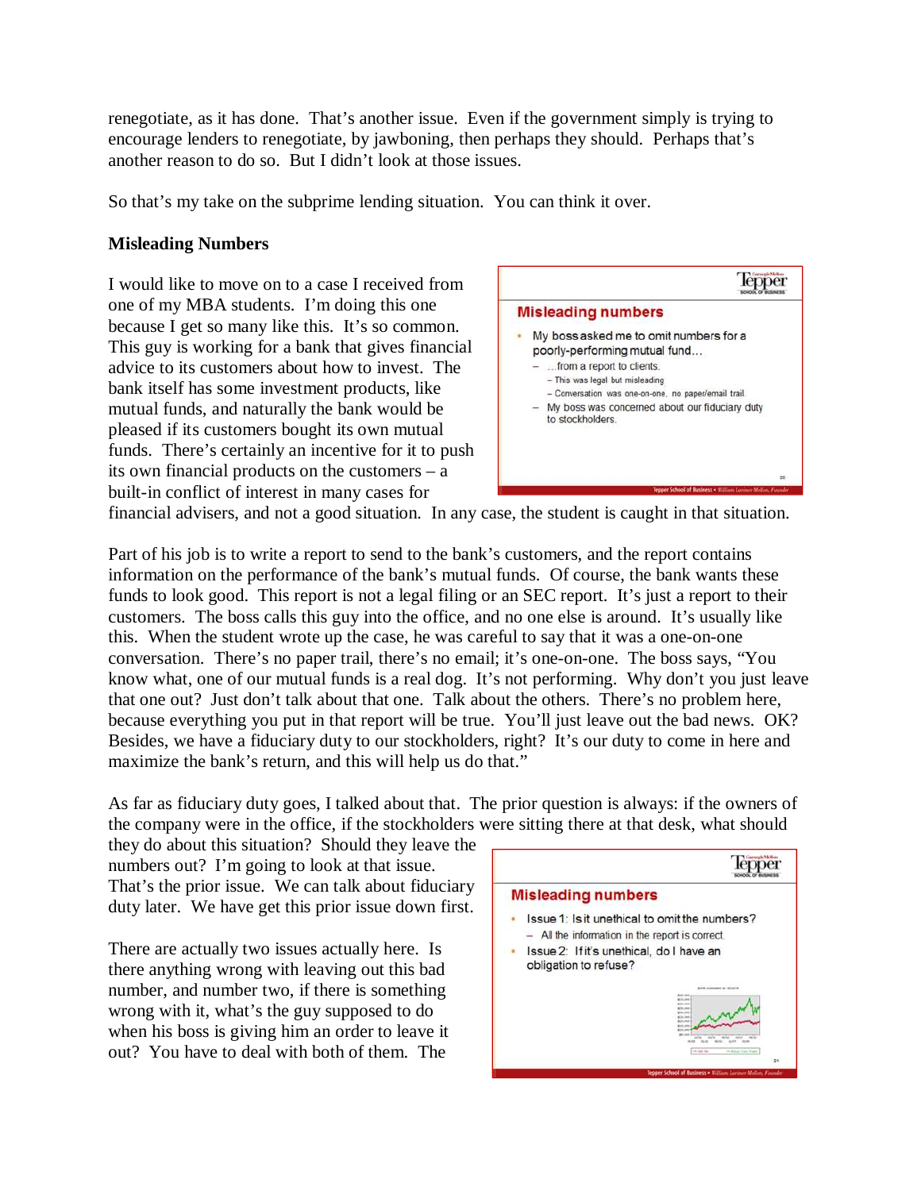renegotiate, as it has done. That's another issue. Even if the government simply is trying to encourage lenders to renegotiate, by jawboning, then perhaps they should. Perhaps that's another reason to do so. But I didn't look at those issues.

So that's my take on the subprime lending situation. You can think it over.

**Misleading Numbers**

I would like to move on to a case I received from one of my MBA students. I'm doing this one because I get so many like this. It's so common. This guy is working for a bank that gives financial advice to its customers about how to invest. The bank itself has some investment products, like mutual funds, and naturally the bank would be pleased if its customers bought its own mutual funds. There's certainly an incentive for it to push its own financial products on the customers – a built-in conflict of interest in many cases for financial advisers, and not a good situation. In any case, the student is caught in that situation.

Part of his job is to write a report to send to the bank's customers, and the report contains information on the performance of the bank's mutual funds. Of course, the bank wants these funds to look good. This report is not a legal filing or an SEC report. It's just a report to their customers. The boss calls this guy into the office, and no one else is around. It's usually like this. When the student wrote up the case, he was careful to say that it was a one-on-one conversation. There's no paper trail, there's no email; it's one-on-one. The boss says, "You know what, one of our mutual funds is a real dog. It's not performing. Why don't you just leave that one out? Just don't talk about that one. Talk about the others. There's no problem here, because everything you put in that report will be true. You'll just leave out the bad news. OK? Besides, we have a fiduciary duty to our stockholders, right? It's our duty to come in here and maximize the bank's return, and this will help us do that."

As far as fiduciary duty goes, I talked about that. The prior question is always: if the owners of the company were in the office, if the stockholders were sitting there at that desk, what should they do about this situation? Should they leave the numbers out? I'm going to look at that issue. That's the prior issue. We can talk about fiduciary duty later. We have get this prior issue down first.

There are actually two issues actually here. Is there anything wrong with leaving out this bad number, and number two, if there is something wrong with it, what's the guy supposed to do when his boss is giving him an order to leave it out? You have to deal with both of them. The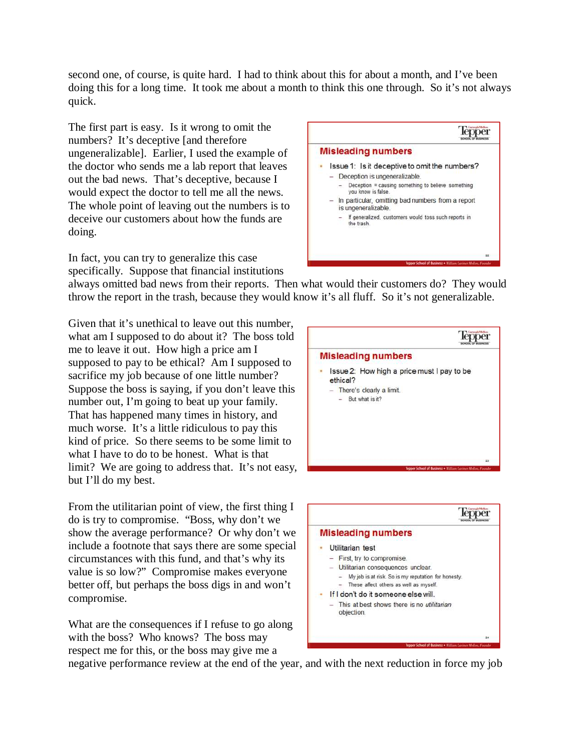second one, of course, is quite hard. I had to think about this for about a month, and I've been doing this for a long time. It took me about a month to think this one through. So it's not always quick.

The first part is easy. Is it wrong to omit the numbers? It's deceptive [and therefore ungeneralizable]. Earlier, I used the example of the doctor who sends me a lab report that leaves out the bad news. That's deceptive, because I would expect the doctor to tell me all the news. The whole point of leaving out the numbers is to deceive our customers about how the funds are doing.

**Misleading numbers**

- Issue 1: Is it deceptive to omit the numbers?
  - Deception is ungeneralizable.
    - Deception = causing something to believe something you know is false.
  - In particular, omitting bad numbers from a report is ungeneralizable.
    - If generalized, customers would toss such reports in the trash.

In fact, you can try to generalize this case specifically. Suppose that financial institutions always omitted bad news from their reports. Then what would their customers do? They would throw the report in the trash, because they would know it's all fluff. So it's not generalizable.

Given that it's unethical to leave out this number, what am I supposed to do about it? The boss told me to leave it out. How high a price am I supposed to pay to be ethical? Am I supposed to sacrifice my job because of one little number? Suppose the boss is saying, if you don't leave this number out, I'm going to beat up your family. That has happened many times in history, and much worse. It's a little ridiculous to pay this kind of price. So there seems to be some limit to what I have to do to be honest. What is that limit? We are going to address that. It's not easy, but I'll do my best.

**Misleading numbers**

- Issue 2: How high a price must I pay to be ethical?
  - There's clearly a limit.
    - But what is it?

From the utilitarian point of view, the first thing I do is try to compromise. "Boss, why don't we show the average performance? Or why don't we include a footnote that says there are some special circumstances with this fund, and that's why its value is so low?" Compromise makes everyone better off, but perhaps the boss digs in and won't compromise.

**Misleading numbers**

- Utilitarian test
  - First, try to compromise.
  - Utilitarian consequences unclear.
    - My job is at risk. So is my reputation for honesty.
    - These affect others as well as myself.
- If I don't do it someone else will.
  - This at best shows there is no *utilitarian* objection.

What are the consequences if I refuse to go along with the boss? Who knows? The boss may respect me for this, or the boss may give me a negative performance review at the end of the year, and with the next reduction in force my job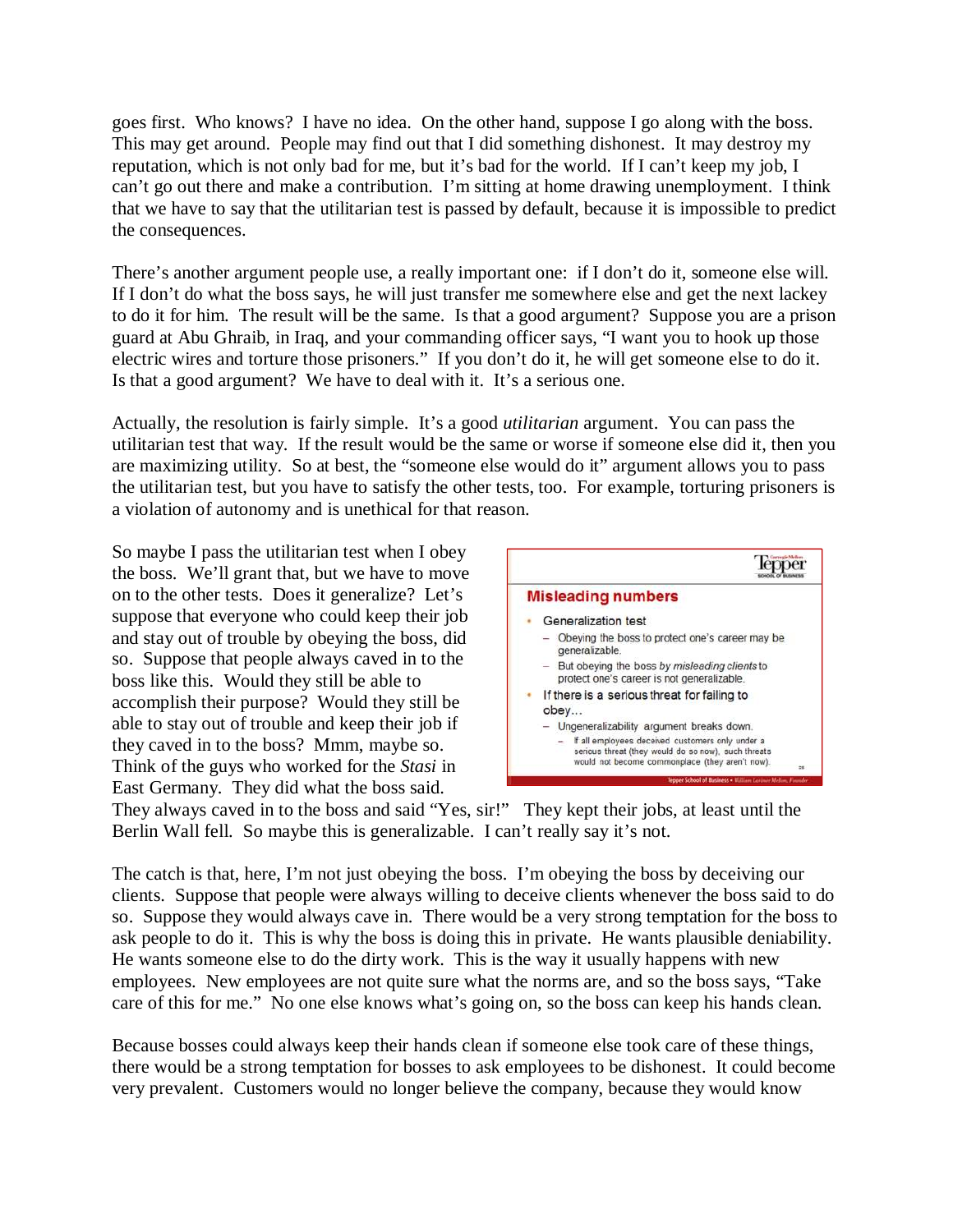goes first. Who knows? I have no idea. On the other hand, suppose I go along with the boss. This may get around. People may find out that I did something dishonest. It may destroy my reputation, which is not only bad for me, but it's bad for the world. If I can't keep my job, I can't go out there and make a contribution. I'm sitting at home drawing unemployment. I think that we have to say that the utilitarian test is passed by default, because it is impossible to predict the consequences.

There's another argument people use, a really important one: if I don't do it, someone else will. If I don't do what the boss says, he will just transfer me somewhere else and get the next lackey to do it for him. The result will be the same. Is that a good argument? Suppose you are a prison guard at Abu Ghraib, in Iraq, and your commanding officer says, "I want you to hook up those electric wires and torture those prisoners." If you don't do it, he will get someone else to do it. Is that a good argument? We have to deal with it. It's a serious one.

Actually, the resolution is fairly simple. It's a good *utilitarian* argument. You can pass the utilitarian test that way. If the result would be the same or worse if someone else did it, then you are maximizing utility. So at best, the "someone else would do it" argument allows you to pass the utilitarian test, but you have to satisfy the other tests, too. For example, torturing prisoners is a violation of autonomy and is unethical for that reason.

So maybe I pass the utilitarian test when I obey the boss. We'll grant that, but we have to move on to the other tests. Does it generalize? Let's suppose that everyone who could keep their job and stay out of trouble by obeying the boss, did so. Suppose that people always caved in to the boss like this. Would they still be able to accomplish their purpose? Would they still be able to stay out of trouble and keep their job if they caved in to the boss? Mmm, maybe so. Think of the guys who worked for the *Stasi* in East Germany. They did what the boss said. They always caved in to the boss and said "Yes, sir!" They kept their jobs, at least until the Berlin Wall fell. So maybe this is generalizable. I can't really say it's not.

**Misleading numbers**

- Generalization test
  - Obeying the boss to protect one's career may be generalizable.
  - But obeying the boss *by misleading clients* to protect one's career is not generalizable.
- If there is a serious threat for failing to obey…
  - Ungeneralizability argument breaks down.
    - If all employees deceived customers only under a serious threat (they would do so now), such threats would not become commonplace (they aren't now).

The catch is that, here, I'm not just obeying the boss. I'm obeying the boss by deceiving our clients. Suppose that people were always willing to deceive clients whenever the boss said to do so. Suppose they would always cave in. There would be a very strong temptation for the boss to ask people to do it. This is why the boss is doing this in private. He wants plausible deniability. He wants someone else to do the dirty work. This is the way it usually happens with new employees. New employees are not quite sure what the norms are, and so the boss says, "Take care of this for me." No one else knows what's going on, so the boss can keep his hands clean.

Because bosses could always keep their hands clean if someone else took care of these things, there would be a strong temptation for bosses to ask employees to be dishonest. It could become very prevalent. Customers would no longer believe the company, because they would know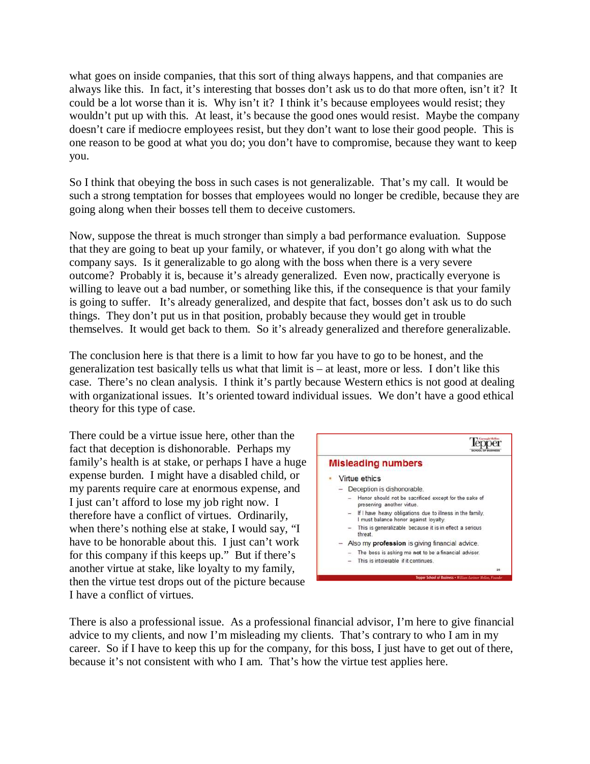what goes on inside companies, that this sort of thing always happens, and that companies are always like this. In fact, it's interesting that bosses don't ask us to do that more often, isn't it? It could be a lot worse than it is. Why isn't it? I think it's because employees would resist; they wouldn't put up with this. At least, it's because the good ones would resist. Maybe the company doesn't care if mediocre employees resist, but they don't want to lose their good people. This is one reason to be good at what you do; you don't have to compromise, because they want to keep you.

So I think that obeying the boss in such cases is not generalizable. That's my call. It would be such a strong temptation for bosses that employees would no longer be credible, because they are going along when their bosses tell them to deceive customers.

Now, suppose the threat is much stronger than simply a bad performance evaluation. Suppose that they are going to beat up your family, or whatever, if you don't go along with what the company says. Is it generalizable to go along with the boss when there is a very severe outcome? Probably it is, because it's already generalized. Even now, practically everyone is willing to leave out a bad number, or something like this, if the consequence is that your family is going to suffer. It's already generalized, and despite that fact, bosses don't ask us to do such things. They don't put us in that position, probably because they would get in trouble themselves. It would get back to them. So it's already generalized and therefore generalizable.

The conclusion here is that there is a limit to how far you have to go to be honest, and the generalization test basically tells us what that limit is – at least, more or less. I don't like this case. There's no clean analysis. I think it's partly because Western ethics is not good at dealing with organizational issues. It's oriented toward individual issues. We don't have a good ethical theory for this type of case.

There could be a virtue issue here, other than the fact that deception is dishonorable. Perhaps my family's health is at stake, or perhaps I have a huge expense burden. I might have a disabled child, or my parents require care at enormous expense, and I just can't afford to lose my job right now. I therefore have a conflict of virtues. Ordinarily, when there's nothing else at stake, I would say, "I have to be honorable about this. I just can't work for this company if this keeps up." But if there's another virtue at stake, like loyalty to my family, then the virtue test drops out of the picture because I have a conflict of virtues.

**Misleading numbers**

- Virtue ethics
  - Deception is dishonorable.
    - Honor should not be sacrificed except for the sake of preserving another virtue.
    - If I have heavy obligations due to illness in the family, I must balance honor against loyalty.
    - This is generalizable because it is in effect a serious threat.
  - Also my **profession** is giving financial advice.
    - The boss is asking me **not** to be a financial advisor.
    - This is intolerable if it continues.

There is also a professional issue. As a professional financial advisor, I'm here to give financial advice to my clients, and now I'm misleading my clients. That's contrary to who I am in my career. So if I have to keep this up for the company, for this boss, I just have to get out of there, because it's not consistent with who I am. That's how the virtue test applies here.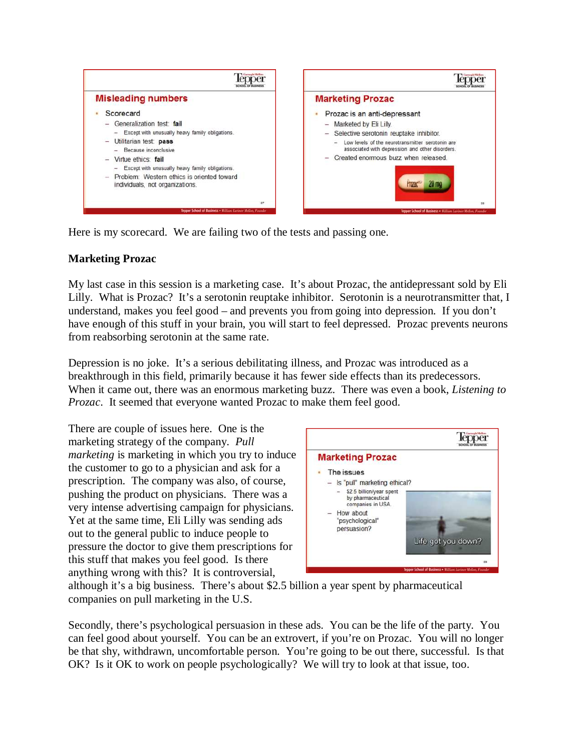**Misleading numbers**

- Scorecard
  - Generalization test: **fail**
    - Except with unusually heavy family obligations.
  - Utilitarian test: **pass**
    - Because inconclusive
  - Virtue ethics: **fail**
    - Except with unusually heavy family obligations.
  - Problem: Western ethics is oriented toward individuals, not organizations.

**Marketing Prozac**

- Prozac is an anti-depressant
  - Marketed by Eli Lilly.
  - Selective serotonin reuptake inhibitor.
    - Low levels of the neurotransmitter serotonin are associated with depression and other disorders.
  - Created enormous buzz when released.

Here is my scorecard. We are failing two of the tests and passing one.

**Marketing Prozac**

My last case in this session is a marketing case. It's about Prozac, the antidepressant sold by Eli Lilly. What is Prozac? It's a serotonin reuptake inhibitor. Serotonin is a neurotransmitter that, I understand, makes you feel good – and prevents you from going into depression. If you don't have enough of this stuff in your brain, you will start to feel depressed. Prozac prevents neurons from reabsorbing serotonin at the same rate.

Depression is no joke. It's a serious debilitating illness, and Prozac was introduced as a breakthrough in this field, primarily because it has fewer side effects than its predecessors. When it came out, there was an enormous marketing buzz. There was even a book, *Listening to Prozac*. It seemed that everyone wanted Prozac to make them feel good.

**Marketing Prozac**

- The issues
  - Is "pull" marketing ethical?
    - $2.5 billion/year spent by pharmaceutical companies in USA.
  - How about "psychological" persuasion?

There are couple of issues here. One is the marketing strategy of the company. *Pull marketing* is marketing in which you try to induce the customer to go to a physician and ask for a prescription. The company was also, of course, pushing the product on physicians. There was a very intense advertising campaign for physicians. Yet at the same time, Eli Lilly was sending ads out to the general public to induce people to pressure the doctor to give them prescriptions for this stuff that makes you feel good. Is there anything wrong with this? It is controversial, although it's a big business. There's about $2.5 billion a year spent by pharmaceutical companies on pull marketing in the U.S.

Secondly, there's psychological persuasion in these ads. You can be the life of the party. You can feel good about yourself. You can be an extrovert, if you're on Prozac. You will no longer be that shy, withdrawn, uncomfortable person. You're going to be out there, successful. Is that OK? Is it OK to work on people psychologically? We will try to look at that issue, too.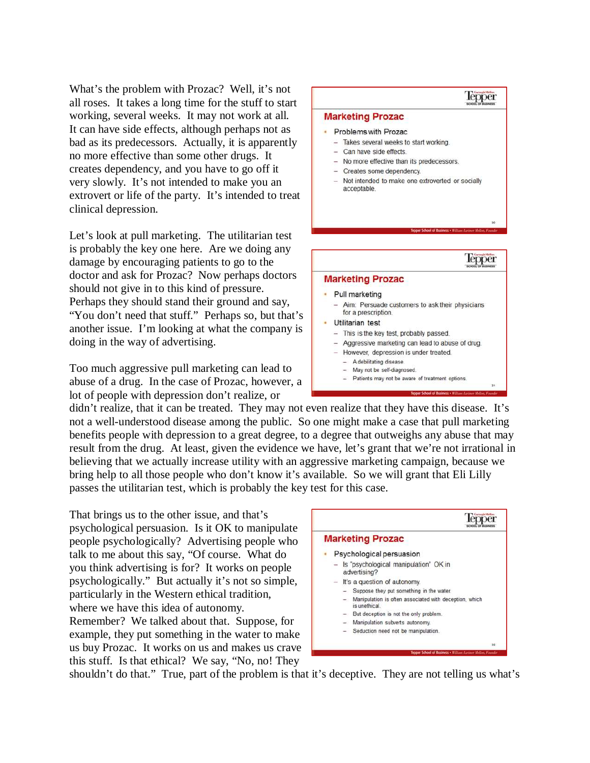What's the problem with Prozac? Well, it's not all roses. It takes a long time for the stuff to start working, several weeks. It may not work at all. It can have side effects, although perhaps not as bad as its predecessors. Actually, it is apparently no more effective than some other drugs. It creates dependency, and you have to go off it very slowly. It's not intended to make you an extrovert or life of the party. It's intended to treat clinical depression.

**Marketing Prozac**

- Problems with Prozac
  - Takes several weeks to start working.
  - Can have side effects.
  - No more effective than its predecessors.
  - Creates some dependency.
  - Not intended to make one extroverted or socially acceptable.

Let's look at pull marketing. The utilitarian test is probably the key one here. Are we doing any damage by encouraging patients to go to the doctor and ask for Prozac? Now perhaps doctors should not give in to this kind of pressure. Perhaps they should stand their ground and say, "You don't need that stuff." Perhaps so, but that's another issue. I'm looking at what the company is doing in the way of advertising.

**Marketing Prozac**

- Pull marketing
  - Aim: Persuade customers to ask their physicians for a prescription.
- Utilitarian test
  - This is the key test, probably passed.
  - Aggressive marketing can lead to abuse of drug.
  - However, depression is under treated.
    - A debilitating disease
    - May not be self-diagnosed.
    - Patients may not be aware of treatment options.

Too much aggressive pull marketing can lead to abuse of a drug. In the case of Prozac, however, a lot of people with depression don't realize, or didn't realize, that it can be treated. They may not even realize that they have this disease. It's not a well-understood disease among the public. So one might make a case that pull marketing benefits people with depression to a great degree, to a degree that outweighs any abuse that may result from the drug. At least, given the evidence we have, let's grant that we're not irrational in believing that we actually increase utility with an aggressive marketing campaign, because we bring help to all those people who don't know it's available. So we will grant that Eli Lilly passes the utilitarian test, which is probably the key test for this case.

That brings us to the other issue, and that's psychological persuasion. Is it OK to manipulate people psychologically? Advertising people who talk to me about this say, "Of course. What do you think advertising is for? It works on people psychologically." But actually it's not so simple, particularly in the Western ethical tradition, where we have this idea of autonomy. Remember? We talked about that. Suppose, for example, they put something in the water to make us buy Prozac. It works on us and makes us crave this stuff. Is that ethical? We say, "No, no! They shouldn't do that." True, part of the problem is that it's deceptive. They are not telling us what's

**Marketing Prozac**

- Psychological persuasion
  - Is "psychological manipulation" OK in advertising?
  - It's a question of autonomy.
    - Suppose they put something in the water.
    - Manipulation is often associated with deception, which is unethical.
    - But deception is not the only problem.
    - Manipulation subverts autonomy.
    - Seduction need not be manipulation.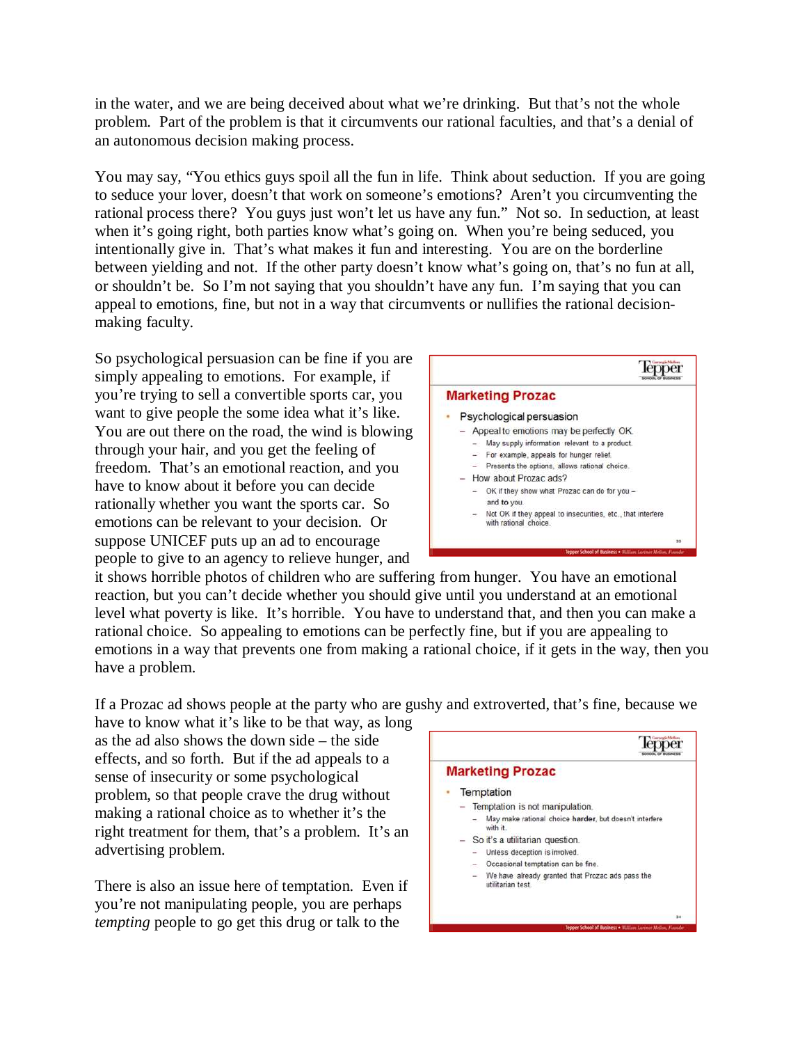in the water, and we are being deceived about what we're drinking. But that's not the whole problem. Part of the problem is that it circumvents our rational faculties, and that's a denial of an autonomous decision making process.

You may say, "You ethics guys spoil all the fun in life. Think about seduction. If you are going to seduce your lover, doesn't that work on someone's emotions? Aren't you circumventing the rational process there? You guys just won't let us have any fun." Not so. In seduction, at least when it's going right, both parties know what's going on. When you're being seduced, you intentionally give in. That's what makes it fun and interesting. You are on the borderline between yielding and not. If the other party doesn't know what's going on, that's no fun at all, or shouldn't be. So I'm not saying that you shouldn't have any fun. I'm saying that you can appeal to emotions, fine, but not in a way that circumvents or nullifies the rational decision-making faculty.

So psychological persuasion can be fine if you are simply appealing to emotions. For example, if you're trying to sell a convertible sports car, you want to give people the some idea what it's like. You are out there on the road, the wind is blowing through your hair, and you get the feeling of freedom. That's an emotional reaction, and you have to know about it before you can decide rationally whether you want the sports car. So emotions can be relevant to your decision. Or suppose UNICEF puts up an ad to encourage people to give to an agency to relieve hunger, and it shows horrible photos of children who are suffering from hunger. You have an emotional reaction, but you can't decide whether you should give until you understand at an emotional level what poverty is like. It's horrible. You have to understand that, and then you can make a rational choice. So appealing to emotions can be perfectly fine, but if you are appealing to emotions in a way that prevents one from making a rational choice, if it gets in the way, then you have a problem.

**Marketing Prozac**

- Psychological persuasion
  - Appeal to emotions may be perfectly OK.
    - May supply information relevant to a product.
    - For example, appeals for hunger relief.
    - Presents the options, allows rational choice.
  - How about Prozac ads?
    - OK if they show what Prozac can do for you – and to you.
    - Not OK if they appeal to insecurities, etc., that interfere with rational choice.

If a Prozac ad shows people at the party who are gushy and extroverted, that's fine, because we have to know what it's like to be that way, as long as the ad also shows the down side – the side effects, and so forth. But if the ad appeals to a sense of insecurity or some psychological problem, so that people crave the drug without making a rational choice as to whether it's the right treatment for them, that's a problem. It's an advertising problem.

**Marketing Prozac**

- Temptation
  - Temptation is not manipulation.
    - May make rational choice **harder**, but doesn't interfere with it.
  - So it's a utilitarian question.
    - Unless deception is involved.
    - Occasional temptation can be fine.
    - We have already granted that Prozac ads pass the utilitarian test.

There is also an issue here of temptation. Even if you're not manipulating people, you are perhaps *tempting* people to go get this drug or talk to the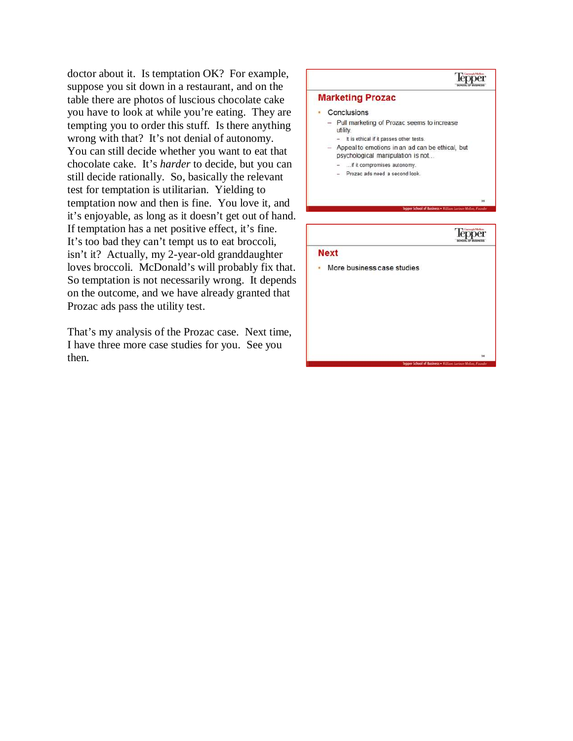doctor about it. Is temptation OK? For example, suppose you sit down in a restaurant, and on the table there are photos of luscious chocolate cake you have to look at while you're eating. They are tempting you to order this stuff. Is there anything wrong with that? It's not denial of autonomy. You can still decide whether you want to eat that chocolate cake. It's *harder* to decide, but you can still decide rationally. So, basically the relevant test for temptation is utilitarian. Yielding to temptation now and then is fine. You love it, and it's enjoyable, as long as it doesn't get out of hand. If temptation has a net positive effect, it's fine. It's too bad they can't tempt us to eat broccoli, isn't it? Actually, my 2-year-old granddaughter loves broccoli. McDonald's will probably fix that. So temptation is not necessarily wrong. It depends on the outcome, and we have already granted that Prozac ads pass the utility test.

That's my analysis of the Prozac case. Next time, I have three more case studies for you. See you then.

## Marketing Prozac

- Conclusions
  - Pull marketing of Prozac seems to increase utility.
    - It is ethical if it passes other tests.
  - Appeal to emotions in an ad can be ethical, but psychological manipulation is not…
    - …if it compromises autonomy.
    - Prozac ads need a second look.

## Next

- More business case studies